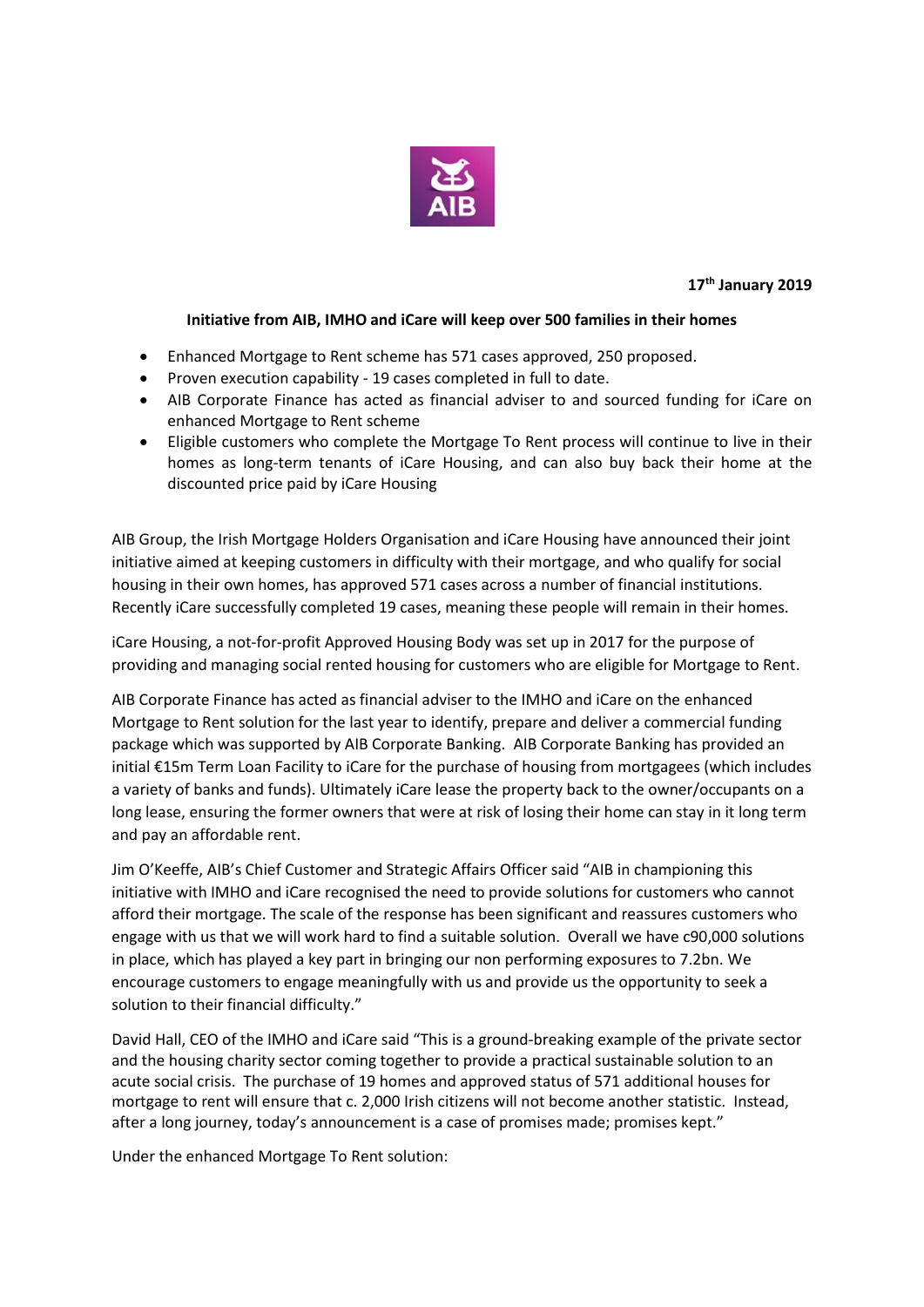**17th January 2019**

**Initiative from AIB, IMHO and iCare will keep over 500 families in their homes**

- Enhanced Mortgage to Rent scheme has 571 cases approved, 250 proposed.
- Proven execution capability - 19 cases completed in full to date.
- AIB Corporate Finance has acted as financial adviser to and sourced funding for iCare on enhanced Mortgage to Rent scheme
- Eligible customers who complete the Mortgage To Rent process will continue to live in their homes as long-term tenants of iCare Housing, and can also buy back their home at the discounted price paid by iCare Housing

AIB Group, the Irish Mortgage Holders Organisation and iCare Housing have announced their joint initiative aimed at keeping customers in difficulty with their mortgage, and who qualify for social housing in their own homes, has approved 571 cases across a number of financial institutions. Recently iCare successfully completed 19 cases, meaning these people will remain in their homes.

iCare Housing, a not-for-profit Approved Housing Body was set up in 2017 for the purpose of providing and managing social rented housing for customers who are eligible for Mortgage to Rent.

AIB Corporate Finance has acted as financial adviser to the IMHO and iCare on the enhanced Mortgage to Rent solution for the last year to identify, prepare and deliver a commercial funding package which was supported by AIB Corporate Banking. AIB Corporate Banking has provided an initial €15m Term Loan Facility to iCare for the purchase of housing from mortgagees (which includes a variety of banks and funds). Ultimately iCare lease the property back to the owner/occupants on a long lease, ensuring the former owners that were at risk of losing their home can stay in it long term and pay an affordable rent.

Jim O'Keeffe, AIB's Chief Customer and Strategic Affairs Officer said "AIB in championing this initiative with IMHO and iCare recognised the need to provide solutions for customers who cannot afford their mortgage. The scale of the response has been significant and reassures customers who engage with us that we will work hard to find a suitable solution. Overall we have c90,000 solutions in place, which has played a key part in bringing our non performing exposures to 7.2bn. We encourage customers to engage meaningfully with us and provide us the opportunity to seek a solution to their financial difficulty."

David Hall, CEO of the IMHO and iCare said "This is a ground-breaking example of the private sector and the housing charity sector coming together to provide a practical sustainable solution to an acute social crisis. The purchase of 19 homes and approved status of 571 additional houses for mortgage to rent will ensure that c. 2,000 Irish citizens will not become another statistic. Instead, after a long journey, today's announcement is a case of promises made; promises kept."

Under the enhanced Mortgage To Rent solution: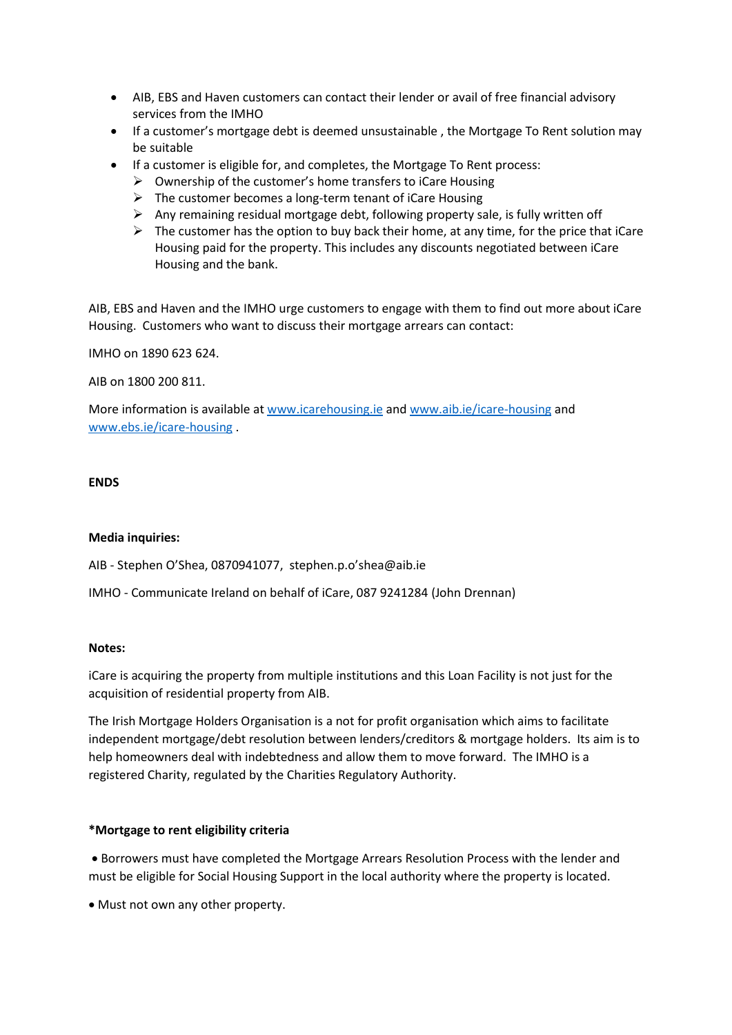- AIB, EBS and Haven customers can contact their lender or avail of free financial advisory services from the IMHO
- If a customer's mortgage debt is deemed unsustainable , the Mortgage To Rent solution may be suitable
- If a customer is eligible for, and completes, the Mortgage To Rent process:
  - Ownership of the customer's home transfers to iCare Housing
  - The customer becomes a long-term tenant of iCare Housing
  - Any remaining residual mortgage debt, following property sale, is fully written off
  - The customer has the option to buy back their home, at any time, for the price that iCare Housing paid for the property. This includes any discounts negotiated between iCare Housing and the bank.

AIB, EBS and Haven and the IMHO urge customers to engage with them to find out more about iCare Housing. Customers who want to discuss their mortgage arrears can contact:

IMHO on 1890 623 624.

AIB on 1800 200 811.

More information is available at [www.icarehousing.ie](http://www.icarehousing.ie) and [www.aib.ie/icare-housing](http://www.aib.ie/icare-housing) and [www.ebs.ie/icare-housing](http://www.ebs.ie/icare-housing) .

**ENDS**

**Media inquiries:**

AIB - Stephen O'Shea, 0870941077, stephen.p.o'shea@aib.ie

IMHO - Communicate Ireland on behalf of iCare, 087 9241284 (John Drennan)

**Notes:**

iCare is acquiring the property from multiple institutions and this Loan Facility is not just for the acquisition of residential property from AIB.

The Irish Mortgage Holders Organisation is a not for profit organisation which aims to facilitate independent mortgage/debt resolution between lenders/creditors & mortgage holders. Its aim is to help homeowners deal with indebtedness and allow them to move forward. The IMHO is a registered Charity, regulated by the Charities Regulatory Authority.

**\*Mortgage to rent eligibility criteria**

- Borrowers must have completed the Mortgage Arrears Resolution Process with the lender and must be eligible for Social Housing Support in the local authority where the property is located.
- Must not own any other property.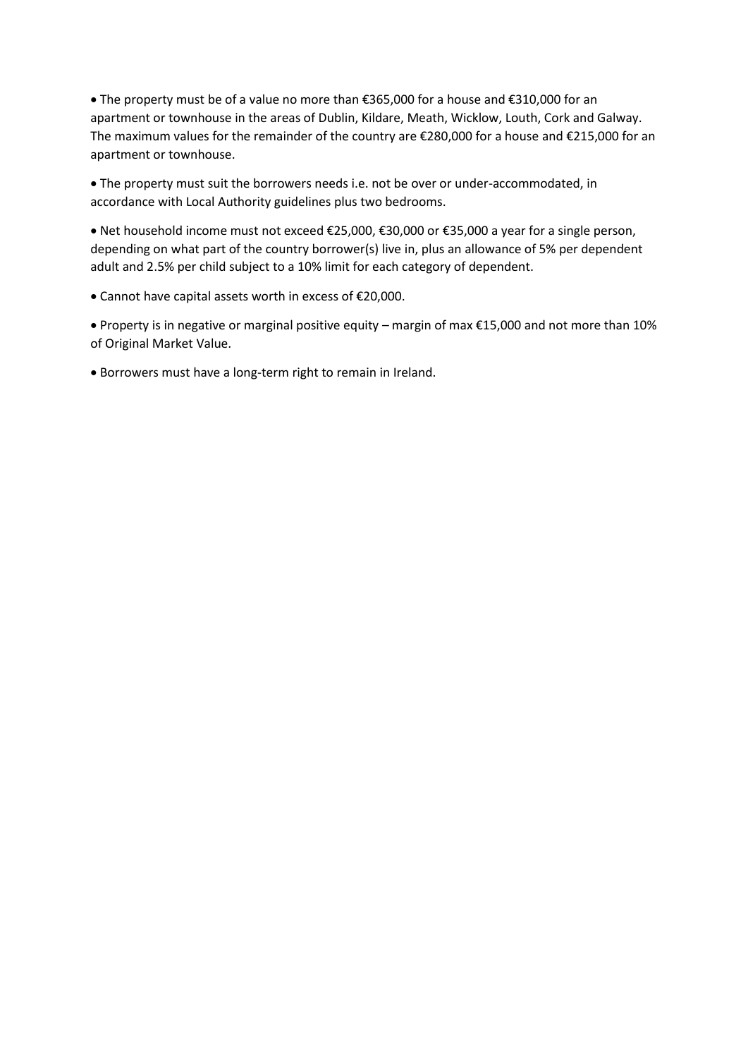- The property must be of a value no more than €365,000 for a house and €310,000 for an apartment or townhouse in the areas of Dublin, Kildare, Meath, Wicklow, Louth, Cork and Galway. The maximum values for the remainder of the country are €280,000 for a house and €215,000 for an apartment or townhouse.

- The property must suit the borrowers needs i.e. not be over or under-accommodated, in accordance with Local Authority guidelines plus two bedrooms.

- Net household income must not exceed €25,000, €30,000 or €35,000 a year for a single person, depending on what part of the country borrower(s) live in, plus an allowance of 5% per dependent adult and 2.5% per child subject to a 10% limit for each category of dependent.

- Cannot have capital assets worth in excess of €20,000.

- Property is in negative or marginal positive equity – margin of max €15,000 and not more than 10% of Original Market Value.

- Borrowers must have a long-term right to remain in Ireland.